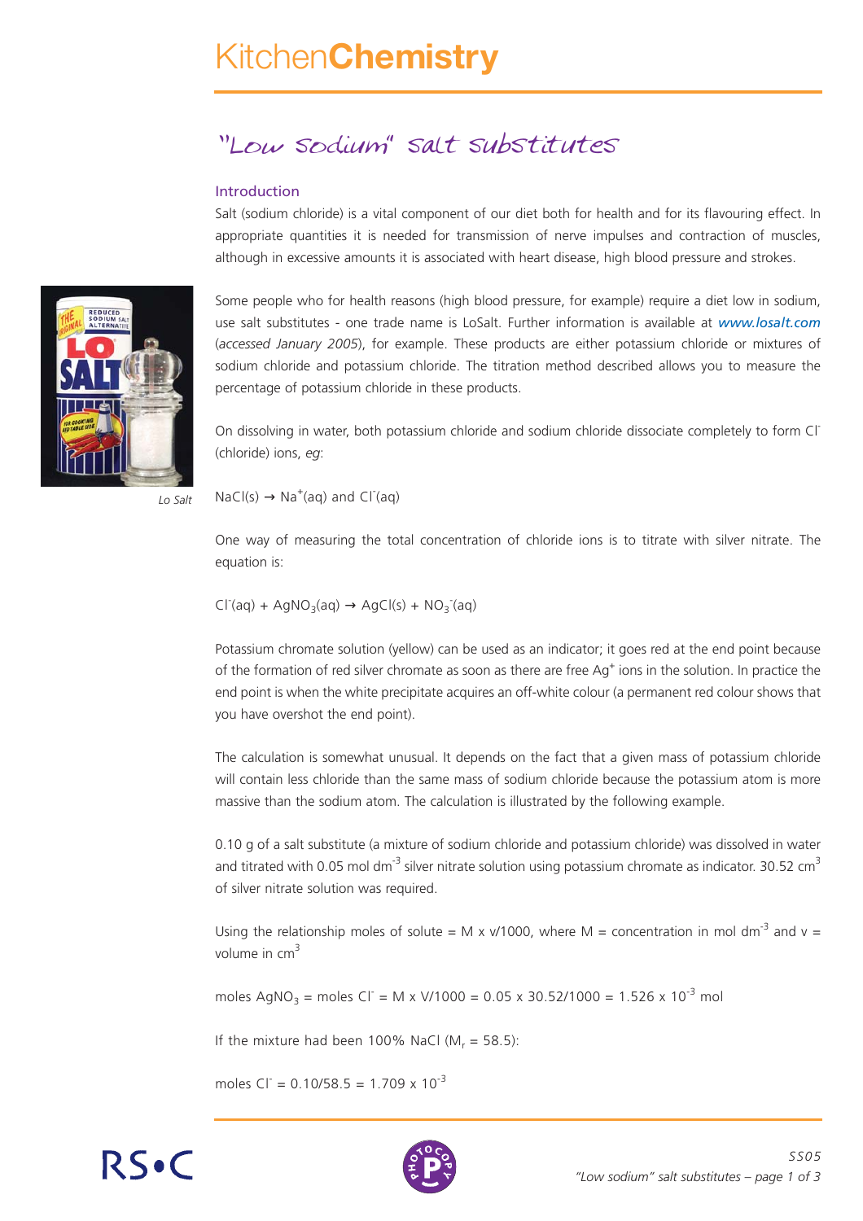# KitchenChemistry

## "Low sodium" salt substitutes

### Introduction

Salt (sodium chloride) is a vital component of our diet both for health and for its flavouring effect. In appropriate quantities it is needed for transmission of nerve impulses and contraction of muscles, although in excessive amounts it is associated with heart disease, high blood pressure and strokes.

Some people who for health reasons (high blood pressure, for example) require a diet low in sodium, use salt substitutes - one trade name is LoSalt. Further information is available at *www.losalt.com* (*accessed January 2005*), for example. These products are either potassium chloride or mixtures of sodium chloride and potassium chloride. The titration method described allows you to measure the percentage of potassium chloride in these products.

*Lo Salt*

On dissolving in water, both potassium chloride and sodium chloride dissociate completely to form $Cl^-$ (chloride) ions, *eg*:

$NaCl(s) \rightarrow Na^+(aq)$ and $Cl^-(aq)$

One way of measuring the total concentration of chloride ions is to titrate with silver nitrate. The equation is:

$Cl^-(aq) + AgNO_3(aq) \rightarrow AgCl(s) + NO_3^-(aq)$

Potassium chromate solution (yellow) can be used as an indicator; it goes red at the end point because of the formation of red silver chromate as soon as there are free $Ag^+$ ions in the solution. In practice the end point is when the white precipitate acquires an off-white colour (a permanent red colour shows that you have overshot the end point).

The calculation is somewhat unusual. It depends on the fact that a given mass of potassium chloride will contain less chloride than the same mass of sodium chloride because the potassium atom is more massive than the sodium atom. The calculation is illustrated by the following example.

0.10 g of a salt substitute (a mixture of sodium chloride and potassium chloride) was dissolved in water and titrated with 0.05 mol $dm^{-3}$ silver nitrate solution using potassium chromate as indicator. 30.52 $cm^3$ of silver nitrate solution was required.

Using the relationship moles of solute = M x v/1000, where M = concentration in mol $dm^{-3}$ and v = volume in $cm^3$

moles $AgNO_3$ = moles $Cl^-$ = M x V/1000 = 0.05 x 30.52/1000 = $1.526 \times 10^{-3}$ mol

If the mixture had been 100% NaCl ($M_r$ = 58.5):

moles $Cl^-$ = 0.10/58.5 = $1.709 \times 10^{-3}$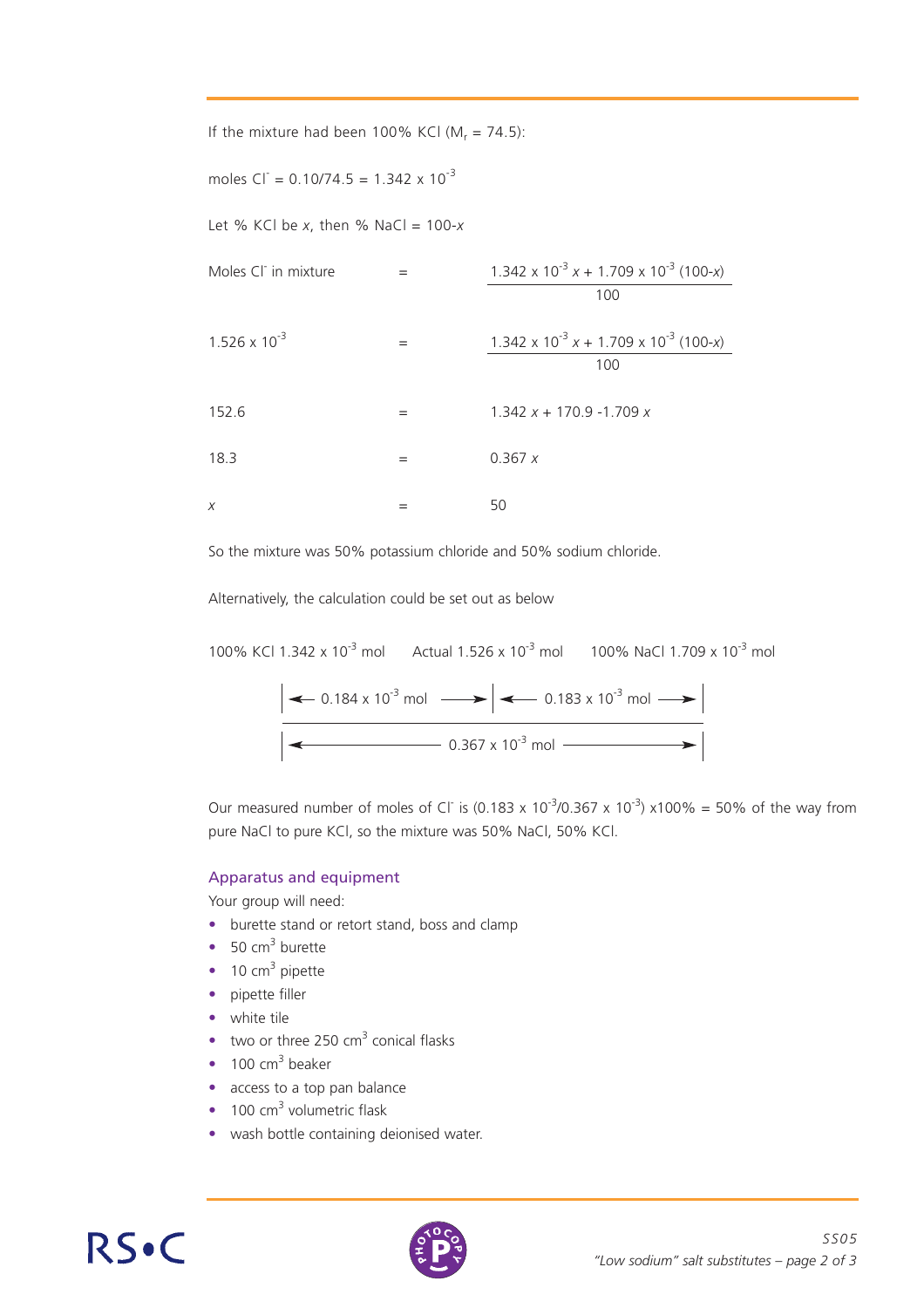If the mixture had been 100% KCl ($M_r$ = 74.5):

moles $Cl^-$ = 0.10/74.5 = $1.342 \times 10^{-3}$

Let % KCl be $x$, then % NaCl = 100-$x$

$$\text{Moles } Cl^- \text{ in mixture} = \frac{1.342 \times 10^{-3}\, x + 1.709 \times 10^{-3}\,(100-x)}{100}$$

$$1.526 \times 10^{-3} = \frac{1.342 \times 10^{-3}\, x + 1.709 \times 10^{-3}\,(100-x)}{100}$$

$$152.6 = 1.342\, x + 170.9 - 1.709\, x$$

$$18.3 = 0.367\, x$$

$$x = 50$$

So the mixture was 50% potassium chloride and 50% sodium chloride.

Alternatively, the calculation could be set out as below

100% KCl $1.342 \times 10^{-3}$ mol      Actual $1.526 \times 10^{-3}$ mol      100% NaCl $1.709 \times 10^{-3}$ mol

|← $0.184 \times 10^{-3}$ mol →|← $0.183 \times 10^{-3}$ mol →|

|←———— $0.367 \times 10^{-3}$ mol ————→|

Our measured number of moles of $Cl^-$ is $(0.183 \times 10^{-3}/0.367 \times 10^{-3}) \times 100\%$ = 50% of the way from pure NaCl to pure KCl, so the mixture was 50% NaCl, 50% KCl.

## Apparatus and equipment

Your group will need:

- burette stand or retort stand, boss and clamp
- 50 $cm^3$ burette
- 10 $cm^3$ pipette
- pipette filler
- white tile
- two or three 250 $cm^3$ conical flasks
- 100 $cm^3$ beaker
- access to a top pan balance
- 100 $cm^3$ volumetric flask
- wash bottle containing deionised water.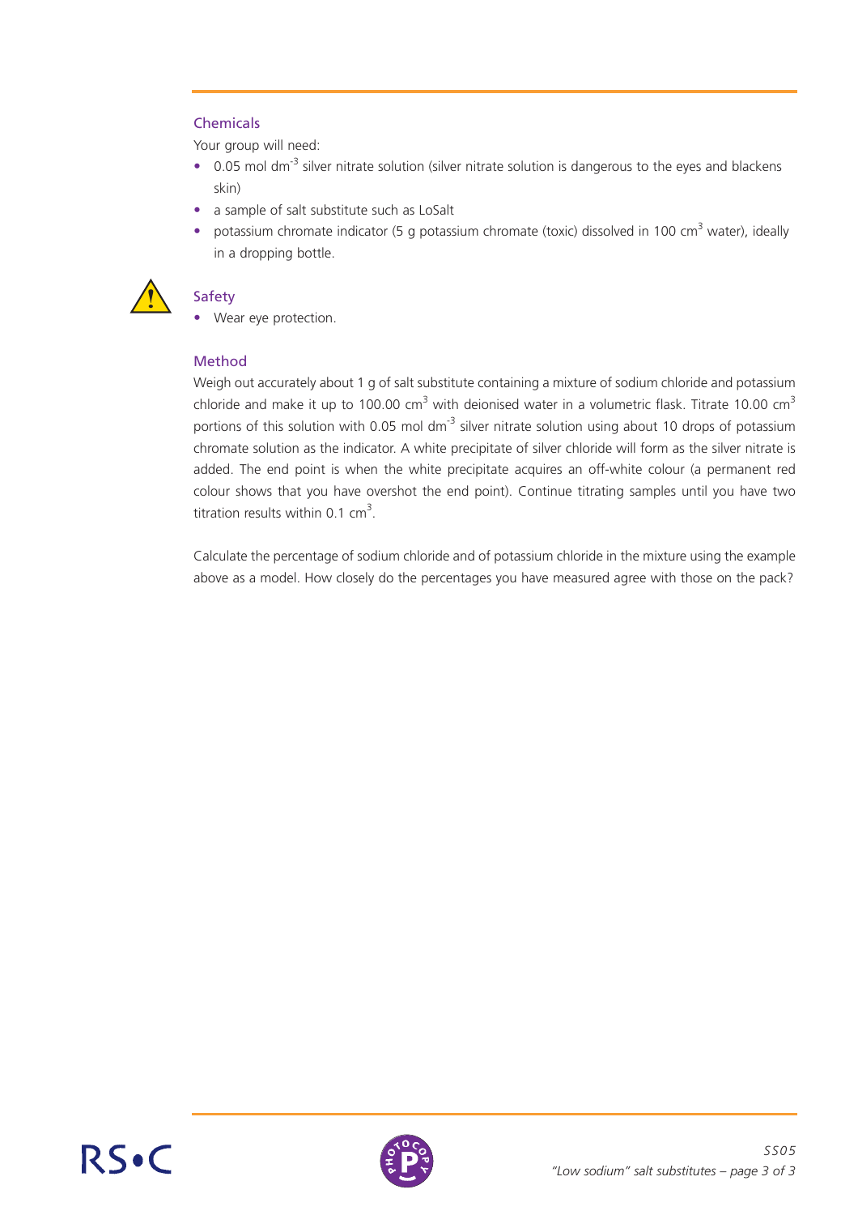### Chemicals

Your group will need:

- 0.05 mol $dm^{-3}$ silver nitrate solution (silver nitrate solution is dangerous to the eyes and blackens skin)
- a sample of salt substitute such as LoSalt
- potassium chromate indicator (5 g potassium chromate (toxic) dissolved in 100 $cm^3$ water), ideally in a dropping bottle.

### Safety

- Wear eye protection.

### Method

Weigh out accurately about 1 g of salt substitute containing a mixture of sodium chloride and potassium chloride and make it up to 100.00 $cm^3$ with deionised water in a volumetric flask. Titrate 10.00 $cm^3$ portions of this solution with 0.05 mol $dm^{-3}$ silver nitrate solution using about 10 drops of potassium chromate solution as the indicator. A white precipitate of silver chloride will form as the silver nitrate is added. The end point is when the white precipitate acquires an off-white colour (a permanent red colour shows that you have overshot the end point). Continue titrating samples until you have two titration results within 0.1 $cm^3$.

Calculate the percentage of sodium chloride and of potassium chloride in the mixture using the example above as a model. How closely do the percentages you have measured agree with those on the pack?